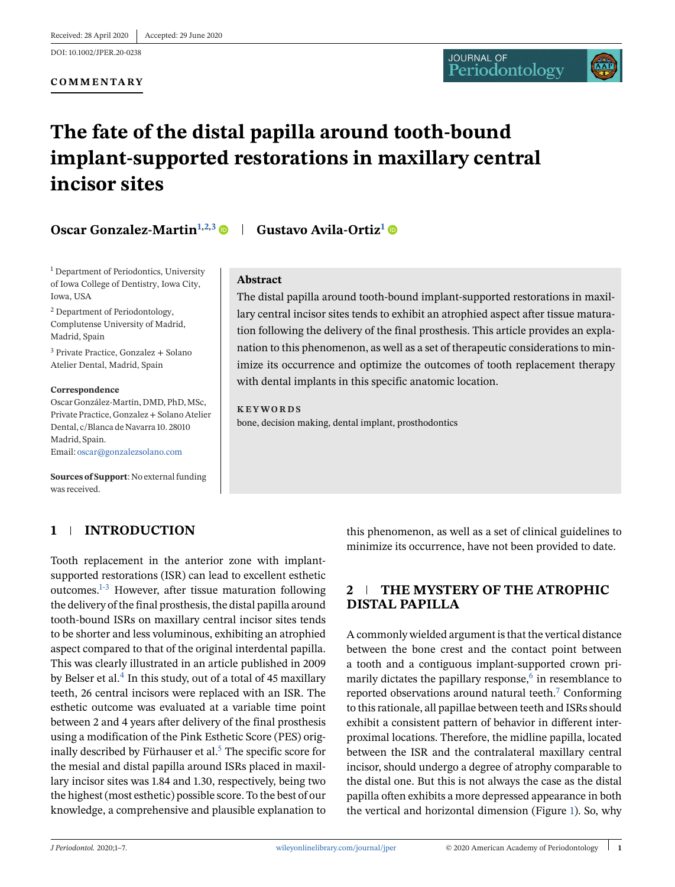Received: 28 April 2020 | Accepted: 29 June 2020

DOI: 10.1002/JPER.20-0238

**COMMENTARY**

# The fate of the distal papilla around tooth-bound implant-supported restorations in maxillary central incisor sites

**Oscar Gonzalez-Martin**[1,2,3] | **Gustavo Avila-Ortiz**[1]

[1] Department of Periodontics, University of Iowa College of Dentistry, Iowa City, Iowa, USA

[2] Department of Periodontology, Complutense University of Madrid, Madrid, Spain

[3] Private Practice, Gonzalez + Solano Atelier Dental, Madrid, Spain

**Correspondence**

Oscar González-Martín, DMD, PhD, MSc, Private Practice, Gonzalez + Solano Atelier Dental, c/Blanca de Navarra 10. 28010 Madrid, Spain.

Email: oscar@gonzalezsolano.com

**Sources of Support**: No external funding was received.

## Abstract

The distal papilla around tooth-bound implant-supported restorations in maxillary central incisor sites tends to exhibit an atrophied aspect after tissue maturation following the delivery of the final prosthesis. This article provides an explanation to this phenomenon, as well as a set of therapeutic considerations to minimize its occurrence and optimize the outcomes of tooth replacement therapy with dental implants in this specific anatomic location.

**KEYWORDS**

bone, decision making, dental implant, prosthodontics

## 1 | INTRODUCTION

Tooth replacement in the anterior zone with implant-supported restorations (ISR) can lead to excellent esthetic outcomes.[1-3] However, after tissue maturation following the delivery of the final prosthesis, the distal papilla around tooth-bound ISRs on maxillary central incisor sites tends to be shorter and less voluminous, exhibiting an atrophied aspect compared to that of the original interdental papilla. This was clearly illustrated in an article published in 2009 by Belser et al.[4] In this study, out of a total of 45 maxillary teeth, 26 central incisors were replaced with an ISR. The esthetic outcome was evaluated at a variable time point between 2 and 4 years after delivery of the final prosthesis using a modification of the Pink Esthetic Score (PES) originally described by Fürhauser et al.[5] The specific score for the mesial and distal papilla around ISRs placed in maxillary incisor sites was 1.84 and 1.30, respectively, being two the highest (most esthetic) possible score. To the best of our knowledge, a comprehensive and plausible explanation to this phenomenon, as well as a set of clinical guidelines to minimize its occurrence, have not been provided to date.

## 2 | THE MYSTERY OF THE ATROPHIC DISTAL PAPILLA

A commonly wielded argument is that the vertical distance between the bone crest and the contact point between a tooth and a contiguous implant-supported crown primarily dictates the papillary response,[6] in resemblance to reported observations around natural teeth.[7] Conforming to this rationale, all papillae between teeth and ISRs should exhibit a consistent pattern of behavior in different interproximal locations. Therefore, the midline papilla, located between the ISR and the contralateral maxillary central incisor, should undergo a degree of atrophy comparable to the distal one. But this is not always the case as the distal papilla often exhibits a more depressed appearance in both the vertical and horizontal dimension (Figure 1). So, why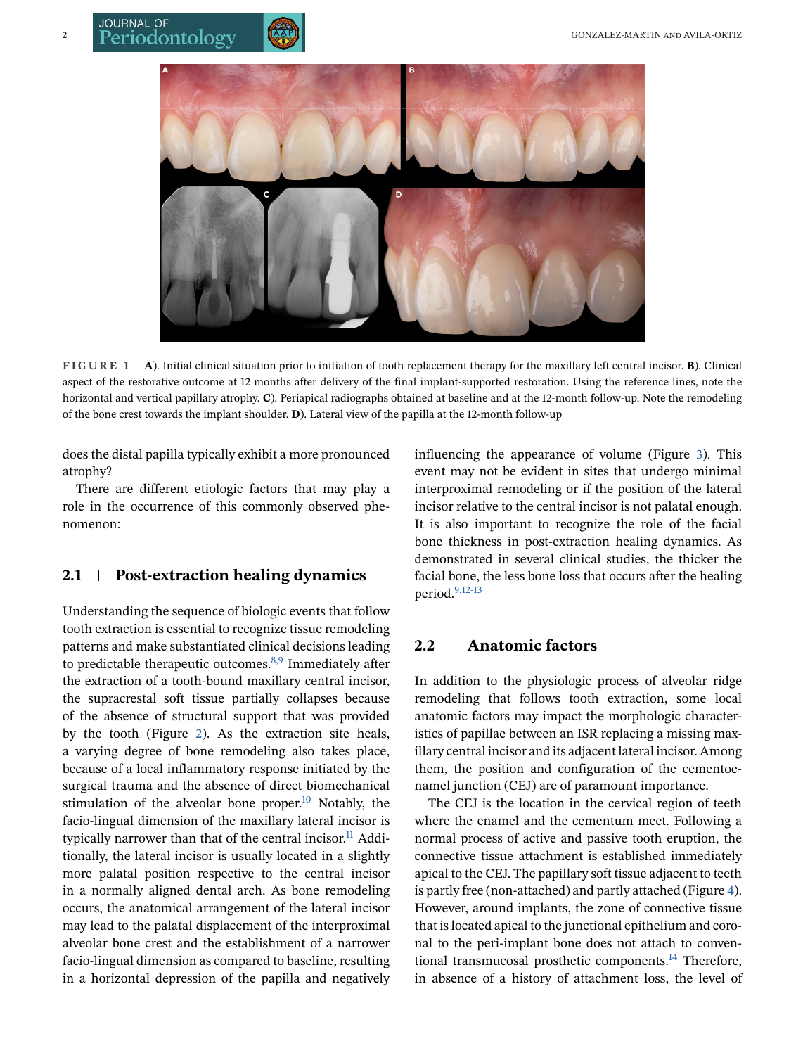**FIGURE 1** **A**). Initial clinical situation prior to initiation of tooth replacement therapy for the maxillary left central incisor. **B**). Clinical aspect of the restorative outcome at 12 months after delivery of the final implant-supported restoration. Using the reference lines, note the horizontal and vertical papillary atrophy. **C**). Periapical radiographs obtained at baseline and at the 12-month follow-up. Note the remodeling of the bone crest towards the implant shoulder. **D**). Lateral view of the papilla at the 12-month follow-up

does the distal papilla typically exhibit a more pronounced atrophy?

There are different etiologic factors that may play a role in the occurrence of this commonly observed phenomenon:

## 2.1 | Post-extraction healing dynamics

Understanding the sequence of biologic events that follow tooth extraction is essential to recognize tissue remodeling patterns and make substantiated clinical decisions leading to predictable therapeutic outcomes.[8,9] Immediately after the extraction of a tooth-bound maxillary central incisor, the supracrestal soft tissue partially collapses because of the absence of structural support that was provided by the tooth (Figure 2). As the extraction site heals, a varying degree of bone remodeling also takes place, because of a local inflammatory response initiated by the surgical trauma and the absence of direct biomechanical stimulation of the alveolar bone proper.[10] Notably, the facio-lingual dimension of the maxillary lateral incisor is typically narrower than that of the central incisor.[11] Additionally, the lateral incisor is usually located in a slightly more palatal position respective to the central incisor in a normally aligned dental arch. As bone remodeling occurs, the anatomical arrangement of the lateral incisor may lead to the palatal displacement of the interproximal alveolar bone crest and the establishment of a narrower facio-lingual dimension as compared to baseline, resulting in a horizontal depression of the papilla and negatively influencing the appearance of volume (Figure 3). This event may not be evident in sites that undergo minimal interproximal remodeling or if the position of the lateral incisor relative to the central incisor is not palatal enough. It is also important to recognize the role of the facial bone thickness in post-extraction healing dynamics. As demonstrated in several clinical studies, the thicker the facial bone, the less bone loss that occurs after the healing period.[9,12-13]

## 2.2 | Anatomic factors

In addition to the physiologic process of alveolar ridge remodeling that follows tooth extraction, some local anatomic factors may impact the morphologic characteristics of papillae between an ISR replacing a missing maxillary central incisor and its adjacent lateral incisor. Among them, the position and configuration of the cementoenamel junction (CEJ) are of paramount importance.

The CEJ is the location in the cervical region of teeth where the enamel and the cementum meet. Following a normal process of active and passive tooth eruption, the connective tissue attachment is established immediately apical to the CEJ. The papillary soft tissue adjacent to teeth is partly free (non-attached) and partly attached (Figure 4). However, around implants, the zone of connective tissue that is located apical to the junctional epithelium and coronal to the peri-implant bone does not attach to conventional transmucosal prosthetic components.[14] Therefore, in absence of a history of attachment loss, the level of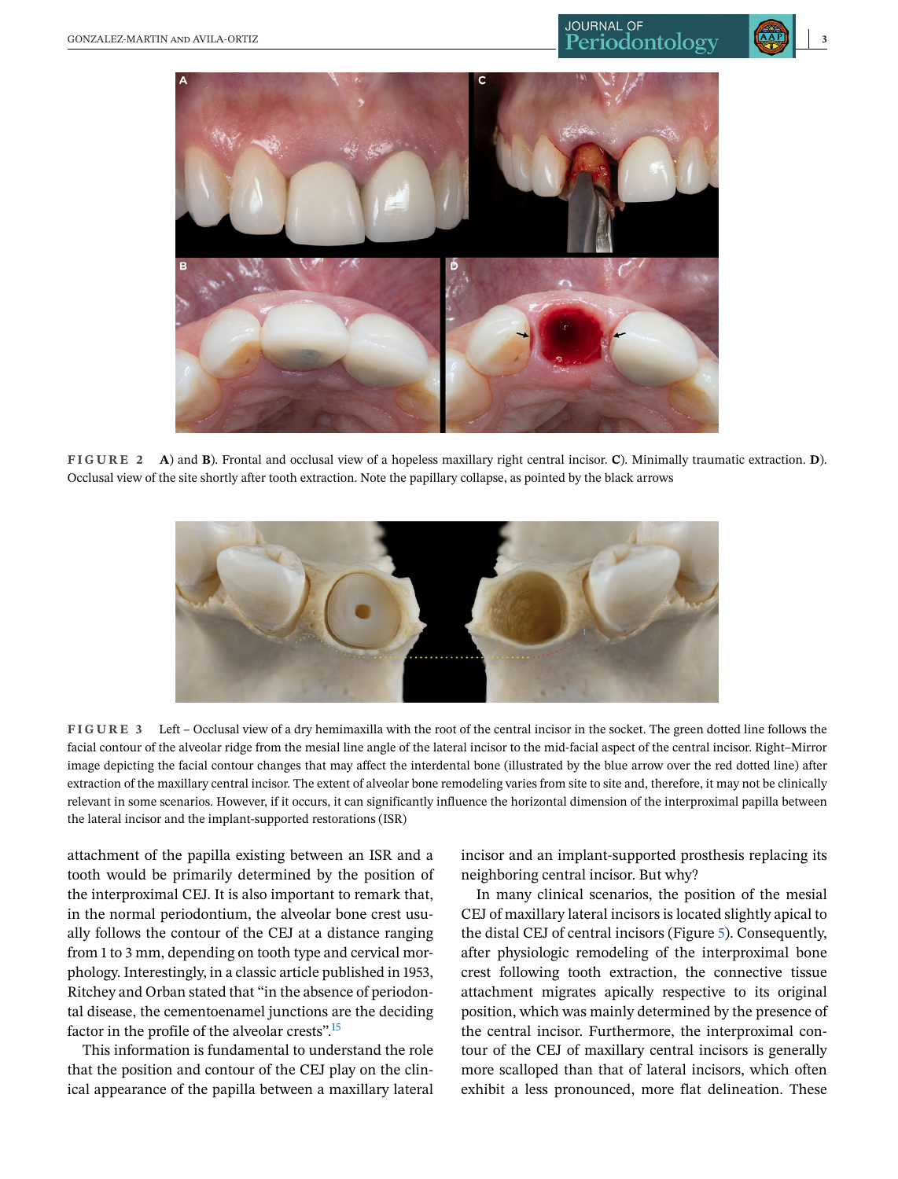**FIGURE 2** **A**) and **B**). Frontal and occlusal view of a hopeless maxillary right central incisor. **C**). Minimally traumatic extraction. **D**). Occlusal view of the site shortly after tooth extraction. Note the papillary collapse, as pointed by the black arrows

**FIGURE 3** Left – Occlusal view of a dry hemimaxilla with the root of the central incisor in the socket. The green dotted line follows the facial contour of the alveolar ridge from the mesial line angle of the lateral incisor to the mid-facial aspect of the central incisor. Right–Mirror image depicting the facial contour changes that may affect the interdental bone (illustrated by the blue arrow over the red dotted line) after extraction of the maxillary central incisor. The extent of alveolar bone remodeling varies from site to site and, therefore, it may not be clinically relevant in some scenarios. However, if it occurs, it can significantly influence the horizontal dimension of the interproximal papilla between the lateral incisor and the implant-supported restorations (ISR)

attachment of the papilla existing between an ISR and a tooth would be primarily determined by the position of the interproximal CEJ. It is also important to remark that, in the normal periodontium, the alveolar bone crest usually follows the contour of the CEJ at a distance ranging from 1 to 3 mm, depending on tooth type and cervical morphology. Interestingly, in a classic article published in 1953, Ritchey and Orban stated that "in the absence of periodontal disease, the cementoenamel junctions are the deciding factor in the profile of the alveolar crests".[15]

This information is fundamental to understand the role that the position and contour of the CEJ play on the clinical appearance of the papilla between a maxillary lateral incisor and an implant-supported prosthesis replacing its neighboring central incisor. But why?

In many clinical scenarios, the position of the mesial CEJ of maxillary lateral incisors is located slightly apical to the distal CEJ of central incisors (Figure 5). Consequently, after physiologic remodeling of the interproximal bone crest following tooth extraction, the connective tissue attachment migrates apically respective to its original position, which was mainly determined by the presence of the central incisor. Furthermore, the interproximal contour of the CEJ of maxillary central incisors is generally more scalloped than that of lateral incisors, which often exhibit a less pronounced, more flat delineation. These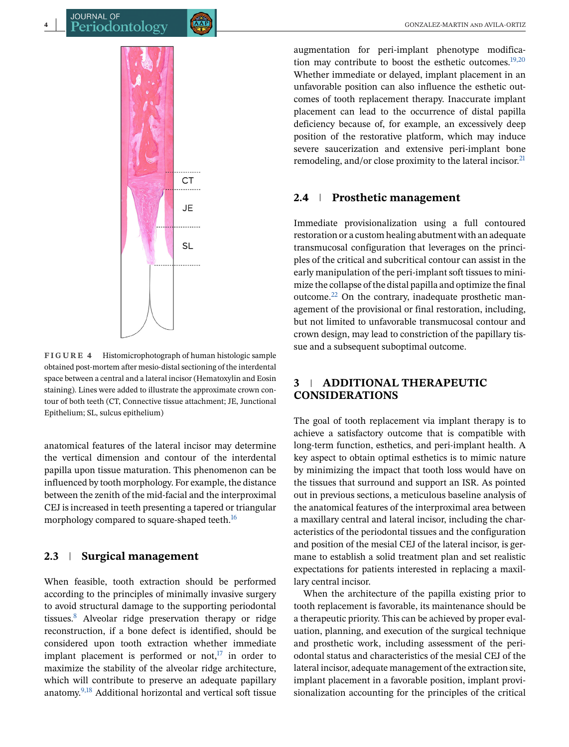FIGURE 4 Histomicrophotograph of human histologic sample obtained post-mortem after mesio-distal sectioning of the interdental space between a central and a lateral incisor (Hematoxylin and Eosin staining). Lines were added to illustrate the approximate crown contour of both teeth (CT, Connective tissue attachment; JE, Junctional Epithelium; SL, sulcus epithelium)

anatomical features of the lateral incisor may determine the vertical dimension and contour of the interdental papilla upon tissue maturation. This phenomenon can be influenced by tooth morphology. For example, the distance between the zenith of the mid-facial and the interproximal CEJ is increased in teeth presenting a tapered or triangular morphology compared to square-shaped teeth.[16]

## 2.3 | Surgical management

When feasible, tooth extraction should be performed according to the principles of minimally invasive surgery to avoid structural damage to the supporting periodontal tissues.[8] Alveolar ridge preservation therapy or ridge reconstruction, if a bone defect is identified, should be considered upon tooth extraction whether immediate implant placement is performed or not,[17] in order to maximize the stability of the alveolar ridge architecture, which will contribute to preserve an adequate papillary anatomy.[9,18] Additional horizontal and vertical soft tissue augmentation for peri-implant phenotype modification may contribute to boost the esthetic outcomes.[19,20] Whether immediate or delayed, implant placement in an unfavorable position can also influence the esthetic outcomes of tooth replacement therapy. Inaccurate implant placement can lead to the occurrence of distal papilla deficiency because of, for example, an excessively deep position of the restorative platform, which may induce severe saucerization and extensive peri-implant bone remodeling, and/or close proximity to the lateral incisor.[21]

## 2.4 | Prosthetic management

Immediate provisionalization using a full contoured restoration or a custom healing abutment with an adequate transmucosal configuration that leverages on the principles of the critical and subcritical contour can assist in the early manipulation of the peri-implant soft tissues to minimize the collapse of the distal papilla and optimize the final outcome.[22] On the contrary, inadequate prosthetic management of the provisional or final restoration, including, but not limited to unfavorable transmucosal contour and crown design, may lead to constriction of the papillary tissue and a subsequent suboptimal outcome.

# 3 | ADDITIONAL THERAPEUTIC CONSIDERATIONS

The goal of tooth replacement via implant therapy is to achieve a satisfactory outcome that is compatible with long-term function, esthetics, and peri-implant health. A key aspect to obtain optimal esthetics is to mimic nature by minimizing the impact that tooth loss would have on the tissues that surround and support an ISR. As pointed out in previous sections, a meticulous baseline analysis of the anatomical features of the interproximal area between a maxillary central and lateral incisor, including the characteristics of the periodontal tissues and the configuration and position of the mesial CEJ of the lateral incisor, is germane to establish a solid treatment plan and set realistic expectations for patients interested in replacing a maxillary central incisor.

When the architecture of the papilla existing prior to tooth replacement is favorable, its maintenance should be a therapeutic priority. This can be achieved by proper evaluation, planning, and execution of the surgical technique and prosthetic work, including assessment of the periodontal status and characteristics of the mesial CEJ of the lateral incisor, adequate management of the extraction site, implant placement in a favorable position, implant provisionalization accounting for the principles of the critical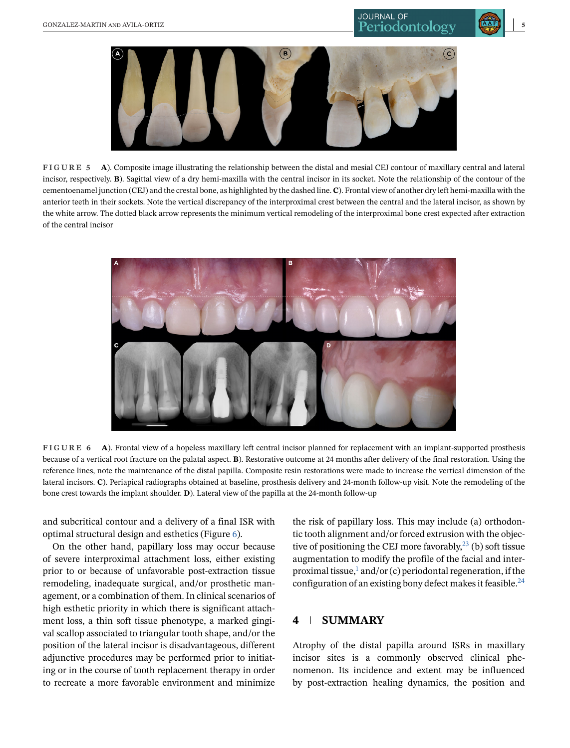**FIGURE 5** **A**). Composite image illustrating the relationship between the distal and mesial CEJ contour of maxillary central and lateral incisor, respectively. **B**). Sagittal view of a dry hemi-maxilla with the central incisor in its socket. Note the relationship of the contour of the cementoenamel junction (CEJ) and the crestal bone, as highlighted by the dashed line. **C**). Frontal view of another dry left hemi-maxilla with the anterior teeth in their sockets. Note the vertical discrepancy of the interproximal crest between the central and the lateral incisor, as shown by the white arrow. The dotted black arrow represents the minimum vertical remodeling of the interproximal bone crest expected after extraction of the central incisor

**FIGURE 6** **A**). Frontal view of a hopeless maxillary left central incisor planned for replacement with an implant-supported prosthesis because of a vertical root fracture on the palatal aspect. **B**). Restorative outcome at 24 months after delivery of the final restoration. Using the reference lines, note the maintenance of the distal papilla. Composite resin restorations were made to increase the vertical dimension of the lateral incisors. **C**). Periapical radiographs obtained at baseline, prosthesis delivery and 24-month follow-up visit. Note the remodeling of the bone crest towards the implant shoulder. **D**). Lateral view of the papilla at the 24-month follow-up

and subcritical contour and a delivery of a final ISR with optimal structural design and esthetics (Figure 6).

On the other hand, papillary loss may occur because of severe interproximal attachment loss, either existing prior to or because of unfavorable post-extraction tissue remodeling, inadequate surgical, and/or prosthetic management, or a combination of them. In clinical scenarios of high esthetic priority in which there is significant attachment loss, a thin soft tissue phenotype, a marked gingival scallop associated to triangular tooth shape, and/or the position of the lateral incisor is disadvantageous, different adjunctive procedures may be performed prior to initiating or in the course of tooth replacement therapy in order to recreate a more favorable environment and minimize the risk of papillary loss. This may include (a) orthodontic tooth alignment and/or forced extrusion with the objective of positioning the CEJ more favorably,[23] (b) soft tissue augmentation to modify the profile of the facial and interproximal tissue,[1] and/or (c) periodontal regeneration, if the configuration of an existing bony defect makes it feasible.[24]

## 4 | SUMMARY

Atrophy of the distal papilla around ISRs in maxillary incisor sites is a commonly observed clinical phenomenon. Its incidence and extent may be influenced by post-extraction healing dynamics, the position and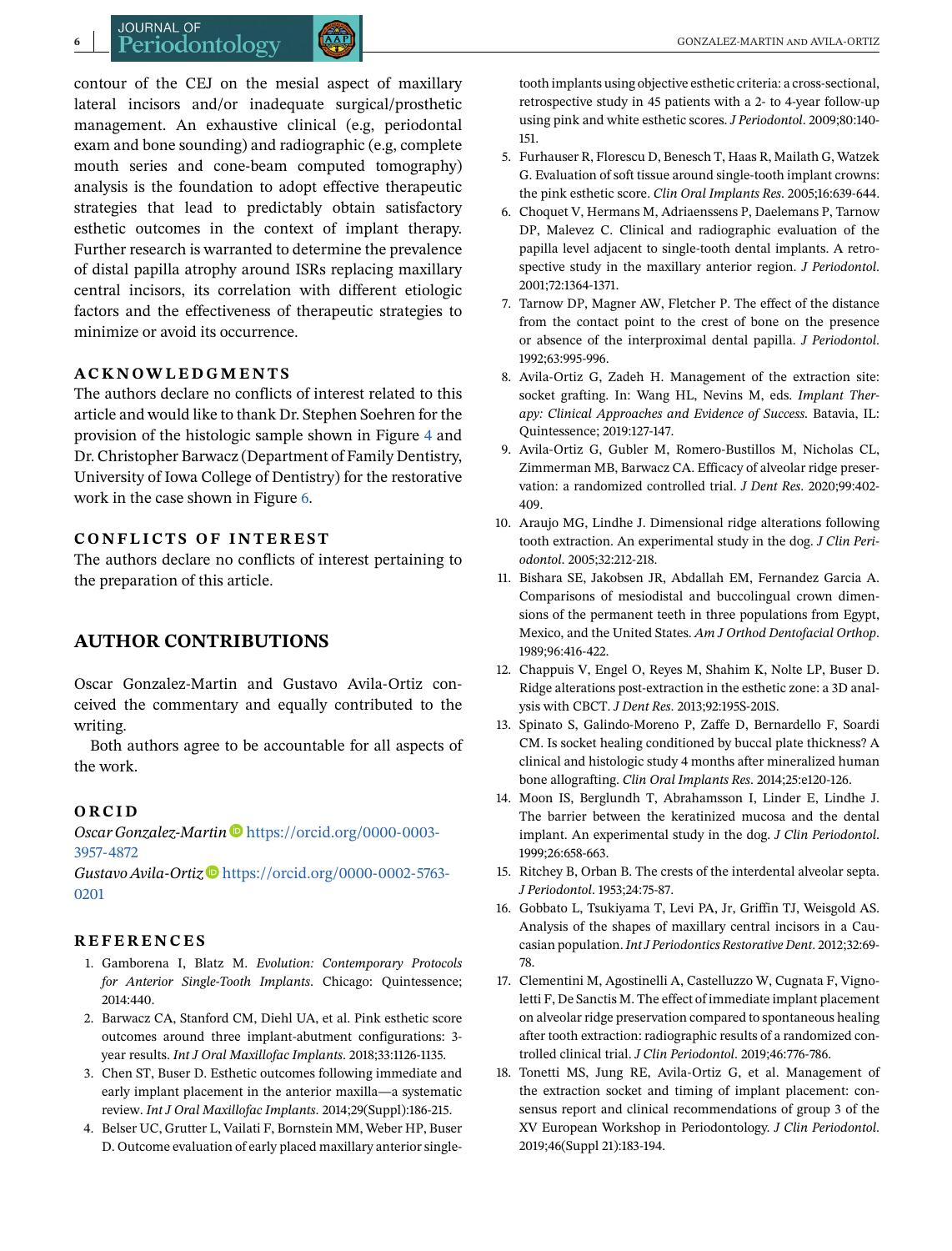contour of the CEJ on the mesial aspect of maxillary lateral incisors and/or inadequate surgical/prosthetic management. An exhaustive clinical (e.g, periodontal exam and bone sounding) and radiographic (e.g, complete mouth series and cone-beam computed tomography) analysis is the foundation to adopt effective therapeutic strategies that lead to predictably obtain satisfactory esthetic outcomes in the context of implant therapy. Further research is warranted to determine the prevalence of distal papilla atrophy around ISRs replacing maxillary central incisors, its correlation with different etiologic factors and the effectiveness of therapeutic strategies to minimize or avoid its occurrence.

## ACKNOWLEDGMENTS

The authors declare no conflicts of interest related to this article and would like to thank Dr. Stephen Soehren for the provision of the histologic sample shown in Figure 4 and Dr. Christopher Barwacz (Department of Family Dentistry, University of Iowa College of Dentistry) for the restorative work in the case shown in Figure 6.

## CONFLICTS OF INTEREST

The authors declare no conflicts of interest pertaining to the preparation of this article.

## AUTHOR CONTRIBUTIONS

Oscar Gonzalez-Martin and Gustavo Avila-Ortiz conceived the commentary and equally contributed to the writing.

Both authors agree to be accountable for all aspects of the work.

## ORCID

*Oscar Gonzalez-Martin* https://orcid.org/0000-0003-3957-4872

*Gustavo Avila-Ortiz* https://orcid.org/0000-0002-5763-0201

## REFERENCES

1. Gamborena I, Blatz M. *Evolution: Contemporary Protocols for Anterior Single-Tooth Implants*. Chicago: Quintessence; 2014:440.
2. Barwacz CA, Stanford CM, Diehl UA, et al. Pink esthetic score outcomes around three implant-abutment configurations: 3-year results. *Int J Oral Maxillofac Implants*. 2018;33:1126-1135.
3. Chen ST, Buser D. Esthetic outcomes following immediate and early implant placement in the anterior maxilla—a systematic review. *Int J Oral Maxillofac Implants*. 2014;29(Suppl):186-215.
4. Belser UC, Grutter L, Vailati F, Bornstein MM, Weber HP, Buser D. Outcome evaluation of early placed maxillary anterior single-tooth implants using objective esthetic criteria: a cross-sectional, retrospective study in 45 patients with a 2- to 4-year follow-up using pink and white esthetic scores. *J Periodontol*. 2009;80:140-151.
5. Furhauser R, Florescu D, Benesch T, Haas R, Mailath G, Watzek G. Evaluation of soft tissue around single-tooth implant crowns: the pink esthetic score. *Clin Oral Implants Res*. 2005;16:639-644.
6. Choquet V, Hermans M, Adriaenssens P, Daelemans P, Tarnow DP, Malevez C. Clinical and radiographic evaluation of the papilla level adjacent to single-tooth dental implants. A retrospective study in the maxillary anterior region. *J Periodontol*. 2001;72:1364-1371.
7. Tarnow DP, Magner AW, Fletcher P. The effect of the distance from the contact point to the crest of bone on the presence or absence of the interproximal dental papilla. *J Periodontol*. 1992;63:995-996.
8. Avila-Ortiz G, Zadeh H. Management of the extraction site: socket grafting. In: Wang HL, Nevins M, eds. *Implant Therapy: Clinical Approaches and Evidence of Success*. Batavia, IL: Quintessence; 2019:127-147.
9. Avila-Ortiz G, Gubler M, Romero-Bustillos M, Nicholas CL, Zimmerman MB, Barwacz CA. Efficacy of alveolar ridge preservation: a randomized controlled trial. *J Dent Res*. 2020;99:402-409.
10. Araujo MG, Lindhe J. Dimensional ridge alterations following tooth extraction. An experimental study in the dog. *J Clin Periodontol*. 2005;32:212-218.
11. Bishara SE, Jakobsen JR, Abdallah EM, Fernandez Garcia A. Comparisons of mesiodistal and buccolingual crown dimensions of the permanent teeth in three populations from Egypt, Mexico, and the United States. *Am J Orthod Dentofacial Orthop*. 1989;96:416-422.
12. Chappuis V, Engel O, Reyes M, Shahim K, Nolte LP, Buser D. Ridge alterations post-extraction in the esthetic zone: a 3D analysis with CBCT. *J Dent Res*. 2013;92:195S-201S.
13. Spinato S, Galindo-Moreno P, Zaffe D, Bernardello F, Soardi CM. Is socket healing conditioned by buccal plate thickness? A clinical and histologic study 4 months after mineralized human bone allografting. *Clin Oral Implants Res*. 2014;25:e120-126.
14. Moon IS, Berglundh T, Abrahamsson I, Linder E, Lindhe J. The barrier between the keratinized mucosa and the dental implant. An experimental study in the dog. *J Clin Periodontol*. 1999;26:658-663.
15. Ritchey B, Orban B. The crests of the interdental alveolar septa. *J Periodontol*. 1953;24:75-87.
16. Gobbato L, Tsukiyama T, Levi PA, Jr, Griffin TJ, Weisgold AS. Analysis of the shapes of maxillary central incisors in a Caucasian population. *Int J Periodontics Restorative Dent*. 2012;32:69-78.
17. Clementini M, Agostinelli A, Castelluzzo W, Cugnata F, Vignoletti F, De Sanctis M. The effect of immediate implant placement on alveolar ridge preservation compared to spontaneous healing after tooth extraction: radiographic results of a randomized controlled clinical trial. *J Clin Periodontol*. 2019;46:776-786.
18. Tonetti MS, Jung RE, Avila-Ortiz G, et al. Management of the extraction socket and timing of implant placement: consensus report and clinical recommendations of group 3 of the XV European Workshop in Periodontology. *J Clin Periodontol*. 2019;46(Suppl 21):183-194.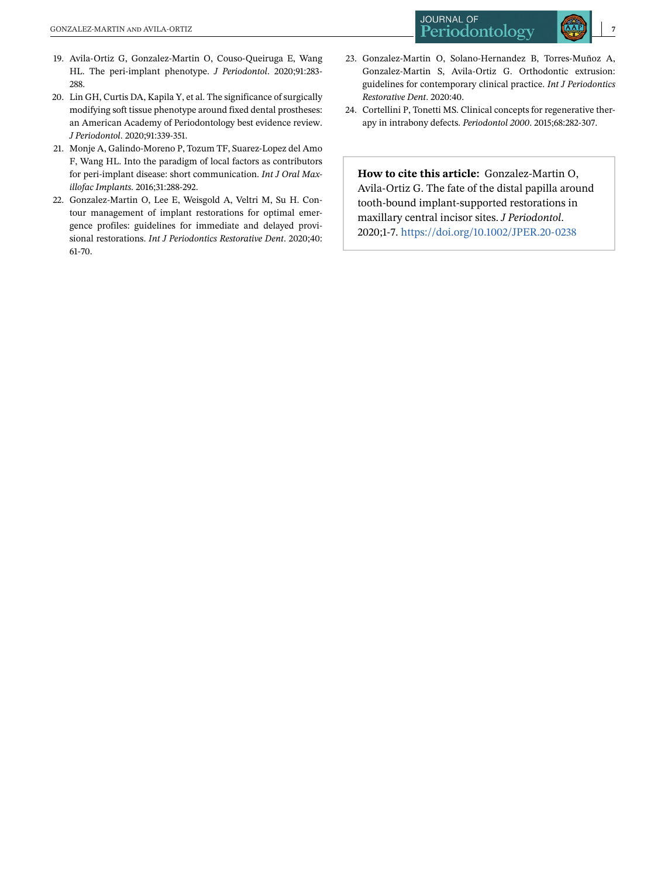19. Avila-Ortiz G, Gonzalez-Martin O, Couso-Queiruga E, Wang HL. The peri-implant phenotype. *J Periodontol*. 2020;91:283-288.
20. Lin GH, Curtis DA, Kapila Y, et al. The significance of surgically modifying soft tissue phenotype around fixed dental prostheses: an American Academy of Periodontology best evidence review. *J Periodontol*. 2020;91:339-351.
21. Monje A, Galindo-Moreno P, Tozum TF, Suarez-Lopez del Amo F, Wang HL. Into the paradigm of local factors as contributors for peri-implant disease: short communication. *Int J Oral Maxillofac Implants*. 2016;31:288-292.
22. Gonzalez-Martin O, Lee E, Weisgold A, Veltri M, Su H. Contour management of implant restorations for optimal emergence profiles: guidelines for immediate and delayed provisional restorations. *Int J Periodontics Restorative Dent*. 2020;40:61-70.
23. Gonzalez-Martin O, Solano-Hernandez B, Torres-Muñoz A, Gonzalez-Martin S, Avila-Ortiz G. Orthodontic extrusion: guidelines for contemporary clinical practice. *Int J Periodontics Restorative Dent*. 2020:40.
24. Cortellini P, Tonetti MS. Clinical concepts for regenerative therapy in intrabony defects. *Periodontol 2000*. 2015;68:282-307.

**How to cite this article:** Gonzalez-Martin O, Avila-Ortiz G. The fate of the distal papilla around tooth-bound implant-supported restorations in maxillary central incisor sites. *J Periodontol*. 2020;1-7. https://doi.org/10.1002/JPER.20-0238